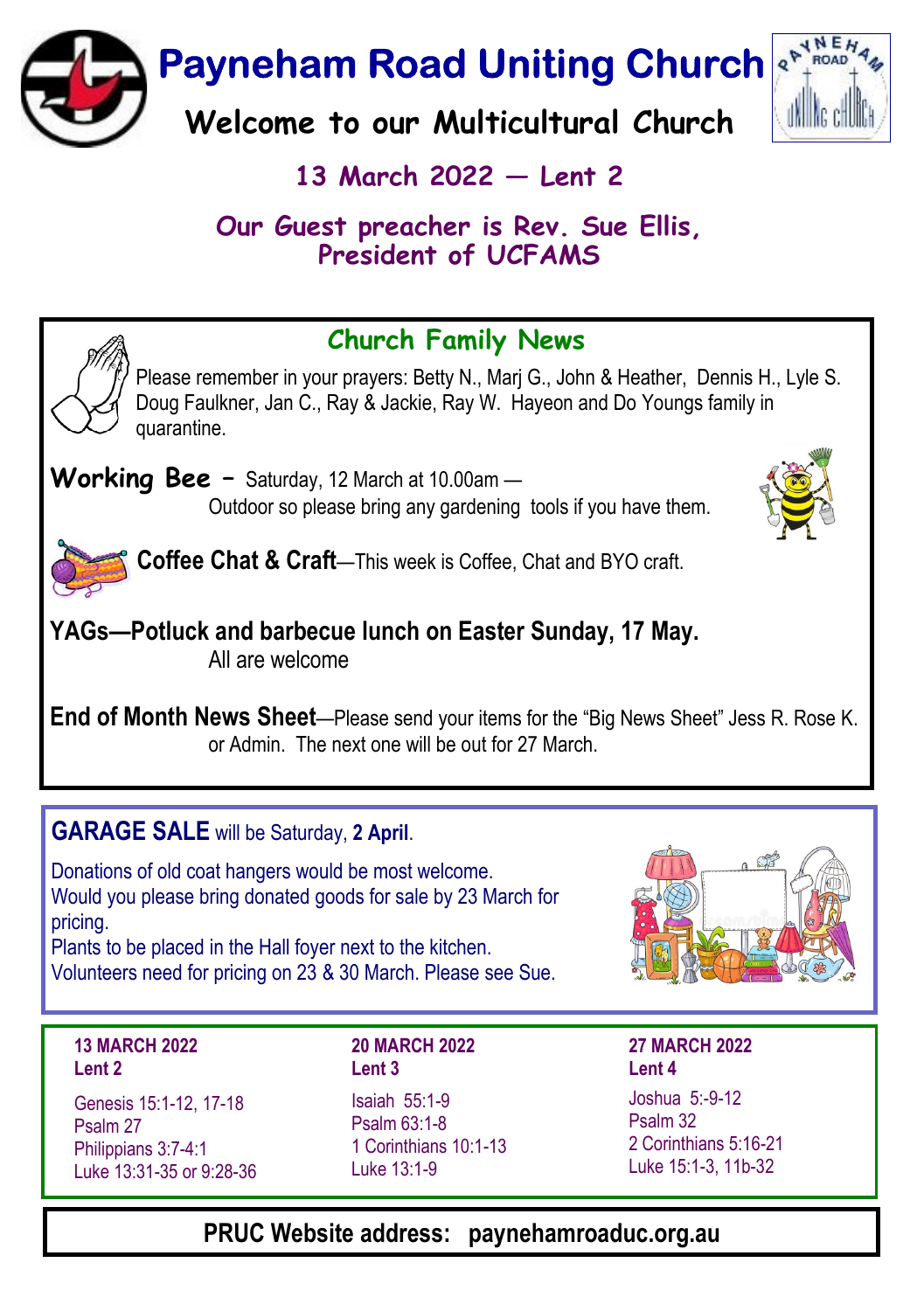# Payneham Road Uniting Church

## Welcome to our Multicultural Church

### 13 March 2022 — Lent 2

### Our Guest preacher is Rev. Sue Ellis, President of UCFAMS

## Church Family News

Please remember in your prayers: Betty N., Marj G., John & Heather, Dennis H., Lyle S. Doug Faulkner, Jan C., Ray & Jackie, Ray W. Hayeon and Do Youngs family in quarantine.

**Working Bee** – Saturday, 12 March at 10.00am — Outdoor so please bring any gardening tools if you have them.

**Coffee Chat & Craft**—This week is Coffee, Chat and BYO craft.

**YAGs—Potluck and barbecue lunch on Easter Sunday, 17 May.** All are welcome

**End of Month News Sheet**—Please send your items for the "Big News Sheet" Jess R. Rose K. or Admin. The next one will be out for 27 March.

**GARAGE SALE** will be Saturday, **2 April**.

Donations of old coat hangers would be most welcome.
Would you please bring donated goods for sale by 23 March for pricing.
Plants to be placed in the Hall foyer next to the kitchen.
Volunteers need for pricing on 23 & 30 March. Please see Sue.

**13 MARCH 2022**
**Lent 2**

Genesis 15:1-12, 17-18
Psalm 27
Philippians 3:7-4:1
Luke 13:31-35 or 9:28-36

**20 MARCH 2022**
**Lent 3**

Isaiah 55:1-9
Psalm 63:1-8
1 Corinthians 10:1-13
Luke 13:1-9

**27 MARCH 2022**
**Lent 4**

Joshua 5:-9-12
Psalm 32
2 Corinthians 5:16-21
Luke 15:1-3, 11b-32

**PRUC Website address: paynehamroaduc.org.au**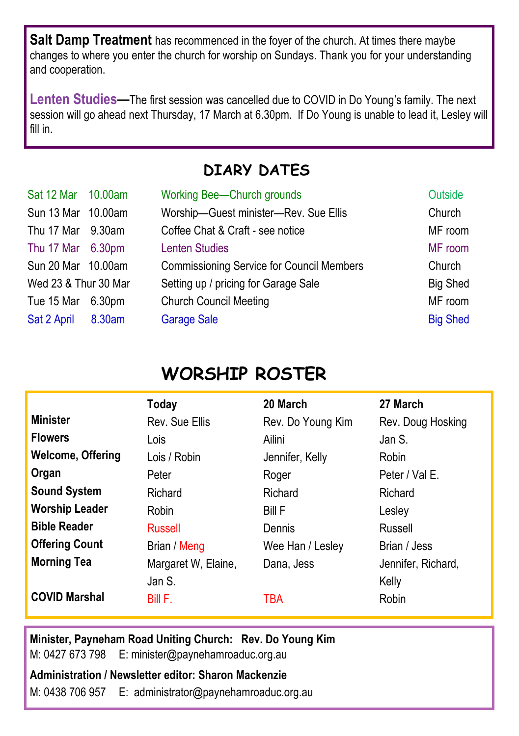**Salt Damp Treatment** has recommenced in the foyer of the church. At times there maybe changes to where you enter the church for worship on Sundays. Thank you for your understanding and cooperation.

**Lenten Studies**—The first session was cancelled due to COVID in Do Young's family. The next session will go ahead next Thursday, 17 March at 6.30pm. If Do Young is unable to lead it, Lesley will fill in.

## DIARY DATES

| | | | |
|---|---|---|---|
| Sat 12 Mar | 10.00am | Working Bee—Church grounds | Outside |
| Sun 13 Mar | 10.00am | Worship—Guest minister—Rev. Sue Ellis | Church |
| Thu 17 Mar | 9.30am | Coffee Chat & Craft - see notice | MF room |
| Thu 17 Mar | 6.30pm | Lenten Studies | MF room |
| Sun 20 Mar | 10.00am | Commissioning Service for Council Members | Church |
| Wed 23 & Thur 30 Mar | | Setting up / pricing for Garage Sale | Big Shed |
| Tue 15 Mar | 6.30pm | Church Council Meeting | MF room |
| Sat 2 April | 8.30am | Garage Sale | Big Shed |

## WORSHIP ROSTER

| | Today | 20 March | 27 March |
|---|---|---|---|
| **Minister** | Rev. Sue Ellis | Rev. Do Young Kim | Rev. Doug Hosking |
| **Flowers** | Lois | Ailini | Jan S. |
| **Welcome, Offering** | Lois / Robin | Jennifer, Kelly | Robin |
| **Organ** | Peter | Roger | Peter / Val E. |
| **Sound System** | Richard | Richard | Richard |
| **Worship Leader** | Robin | Bill F | Lesley |
| **Bible Reader** | Russell | Dennis | Russell |
| **Offering Count** | Brian / Meng | Wee Han / Lesley | Brian / Jess |
| **Morning Tea** | Margaret W, Elaine, Jan S. | Dana, Jess | Jennifer, Richard, Kelly |
| **COVID Marshal** | Bill F. | TBA | Robin |

**Minister, Payneham Road Uniting Church: Rev. Do Young Kim**
M: 0427 673 798 E: minister@paynehamroaduc.org.au

**Administration / Newsletter editor: Sharon Mackenzie**
M: 0438 706 957 E: administrator@paynehamroaduc.org.au